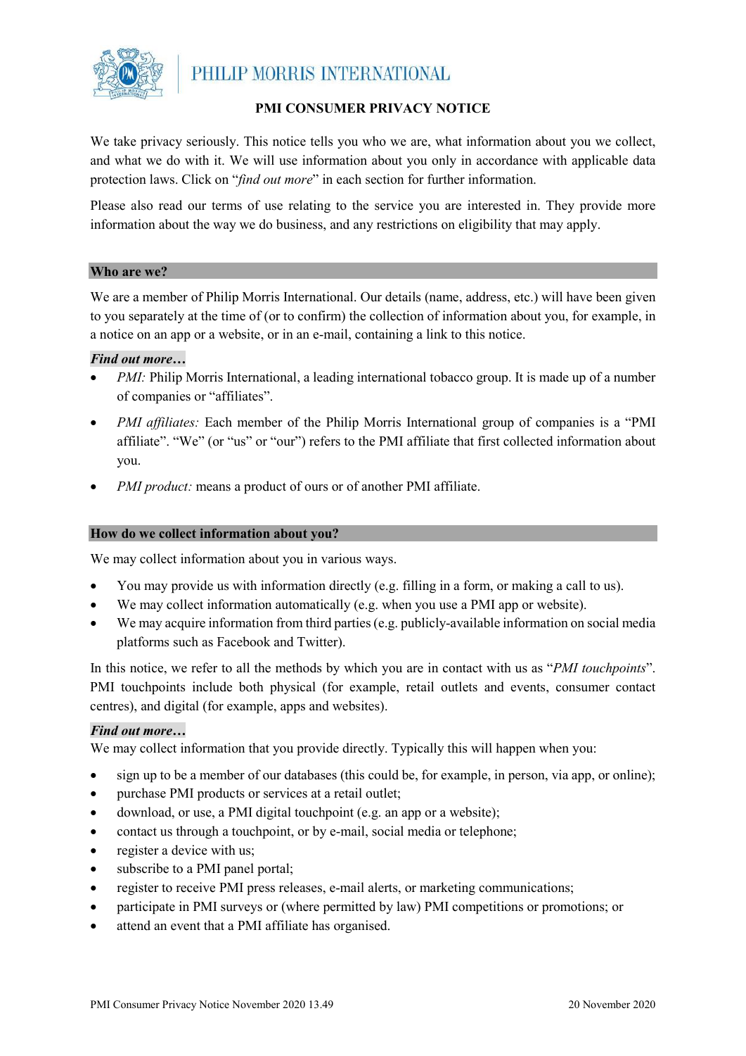PHILIP MORRIS INTERNATIONAL

# PMI CONSUMER PRIVACY NOTICE

We take privacy seriously. This notice tells you who we are, what information about you we collect, and what we do with it. We will use information about you only in accordance with applicable data protection laws. Click on "*find out more*" in each section for further information.

Please also read our terms of use relating to the service you are interested in. They provide more information about the way we do business, and any restrictions on eligibility that may apply.

## Who are we?

We are a member of Philip Morris International. Our details (name, address, etc.) will have been given to you separately at the time of (or to confirm) the collection of information about you, for example, in a notice on an app or a website, or in an e-mail, containing a link to this notice.

***Find out more…***

- *PMI:* Philip Morris International, a leading international tobacco group. It is made up of a number of companies or "affiliates".
- *PMI affiliates:* Each member of the Philip Morris International group of companies is a "PMI affiliate". "We" (or "us" or "our") refers to the PMI affiliate that first collected information about you.
- *PMI product:* means a product of ours or of another PMI affiliate.

## How do we collect information about you?

We may collect information about you in various ways.

- You may provide us with information directly (e.g. filling in a form, or making a call to us).
- We may collect information automatically (e.g. when you use a PMI app or website).
- We may acquire information from third parties (e.g. publicly-available information on social media platforms such as Facebook and Twitter).

In this notice, we refer to all the methods by which you are in contact with us as "*PMI touchpoints*". PMI touchpoints include both physical (for example, retail outlets and events, consumer contact centres), and digital (for example, apps and websites).

***Find out more…***

We may collect information that you provide directly. Typically this will happen when you:

- sign up to be a member of our databases (this could be, for example, in person, via app, or online);
- purchase PMI products or services at a retail outlet;
- download, or use, a PMI digital touchpoint (e.g. an app or a website);
- contact us through a touchpoint, or by e-mail, social media or telephone;
- register a device with us;
- subscribe to a PMI panel portal;
- register to receive PMI press releases, e-mail alerts, or marketing communications;
- participate in PMI surveys or (where permitted by law) PMI competitions or promotions; or
- attend an event that a PMI affiliate has organised.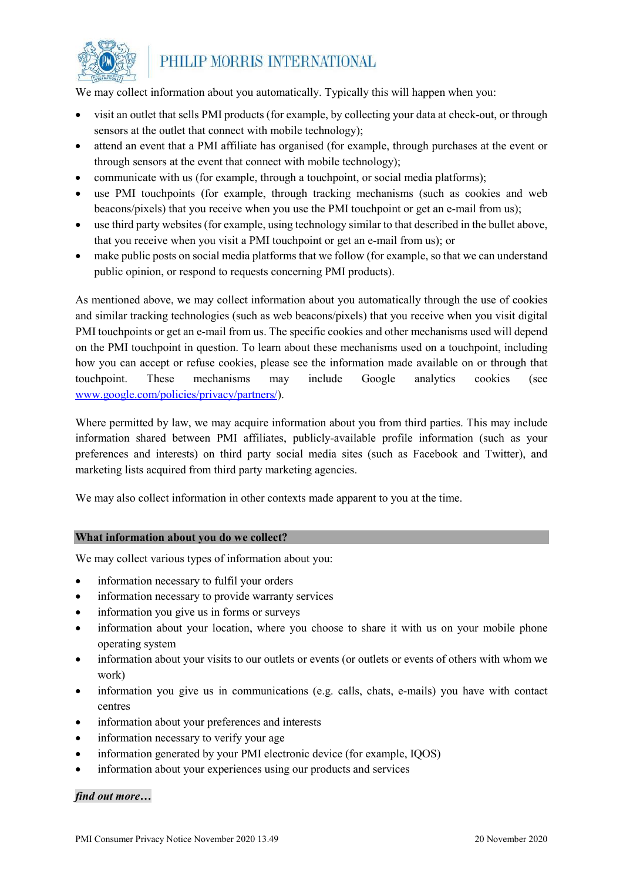We may collect information about you automatically. Typically this will happen when you:

- visit an outlet that sells PMI products (for example, by collecting your data at check-out, or through sensors at the outlet that connect with mobile technology);
- attend an event that a PMI affiliate has organised (for example, through purchases at the event or through sensors at the event that connect with mobile technology);
- communicate with us (for example, through a touchpoint, or social media platforms);
- use PMI touchpoints (for example, through tracking mechanisms (such as cookies and web beacons/pixels) that you receive when you use the PMI touchpoint or get an e-mail from us);
- use third party websites (for example, using technology similar to that described in the bullet above, that you receive when you visit a PMI touchpoint or get an e-mail from us); or
- make public posts on social media platforms that we follow (for example, so that we can understand public opinion, or respond to requests concerning PMI products).

As mentioned above, we may collect information about you automatically through the use of cookies and similar tracking technologies (such as web beacons/pixels) that you receive when you visit digital PMI touchpoints or get an e-mail from us. The specific cookies and other mechanisms used will depend on the PMI touchpoint in question. To learn about these mechanisms used on a touchpoint, including how you can accept or refuse cookies, please see the information made available on or through that touchpoint. These mechanisms may include Google analytics cookies (see www.google.com/policies/privacy/partners/).

Where permitted by law, we may acquire information about you from third parties. This may include information shared between PMI affiliates, publicly-available profile information (such as your preferences and interests) on third party social media sites (such as Facebook and Twitter), and marketing lists acquired from third party marketing agencies.

We may also collect information in other contexts made apparent to you at the time.

## What information about you do we collect?

We may collect various types of information about you:

- information necessary to fulfil your orders
- information necessary to provide warranty services
- information you give us in forms or surveys
- information about your location, where you choose to share it with us on your mobile phone operating system
- information about your visits to our outlets or events (or outlets or events of others with whom we work)
- information you give us in communications (e.g. calls, chats, e-mails) you have with contact centres
- information about your preferences and interests
- information necessary to verify your age
- information generated by your PMI electronic device (for example, IQOS)
- information about your experiences using our products and services

***find out more…***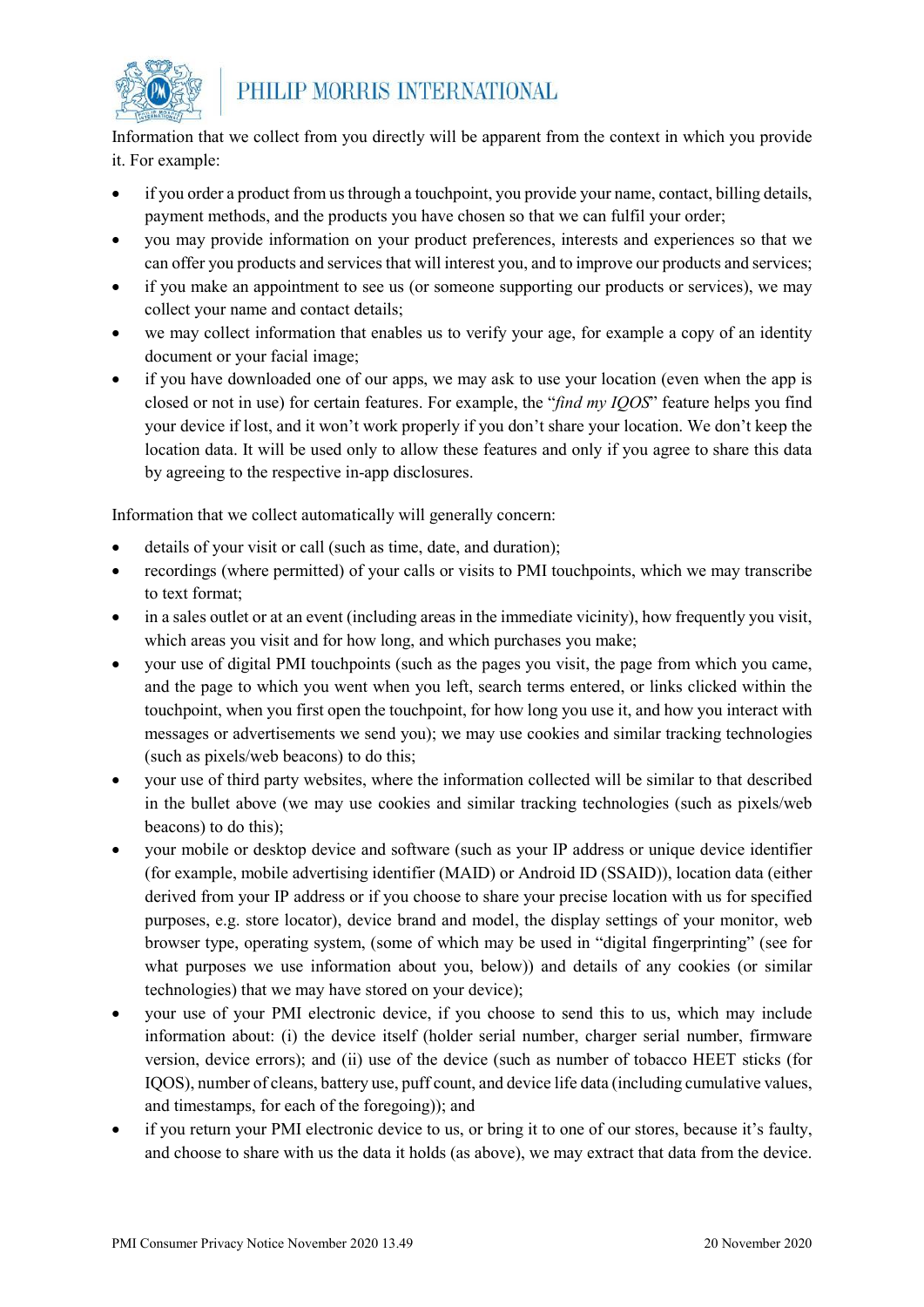Information that we collect from you directly will be apparent from the context in which you provide it. For example:

- if you order a product from us through a touchpoint, you provide your name, contact, billing details, payment methods, and the products you have chosen so that we can fulfil your order;
- you may provide information on your product preferences, interests and experiences so that we can offer you products and services that will interest you, and to improve our products and services;
- if you make an appointment to see us (or someone supporting our products or services), we may collect your name and contact details;
- we may collect information that enables us to verify your age, for example a copy of an identity document or your facial image;
- if you have downloaded one of our apps, we may ask to use your location (even when the app is closed or not in use) for certain features. For example, the "*find my IQOS*" feature helps you find your device if lost, and it won't work properly if you don't share your location. We don't keep the location data. It will be used only to allow these features and only if you agree to share this data by agreeing to the respective in-app disclosures.

Information that we collect automatically will generally concern:

- details of your visit or call (such as time, date, and duration);
- recordings (where permitted) of your calls or visits to PMI touchpoints, which we may transcribe to text format;
- in a sales outlet or at an event (including areas in the immediate vicinity), how frequently you visit, which areas you visit and for how long, and which purchases you make;
- your use of digital PMI touchpoints (such as the pages you visit, the page from which you came, and the page to which you went when you left, search terms entered, or links clicked within the touchpoint, when you first open the touchpoint, for how long you use it, and how you interact with messages or advertisements we send you); we may use cookies and similar tracking technologies (such as pixels/web beacons) to do this;
- your use of third party websites, where the information collected will be similar to that described in the bullet above (we may use cookies and similar tracking technologies (such as pixels/web beacons) to do this);
- your mobile or desktop device and software (such as your IP address or unique device identifier (for example, mobile advertising identifier (MAID) or Android ID (SSAID)), location data (either derived from your IP address or if you choose to share your precise location with us for specified purposes, e.g. store locator), device brand and model, the display settings of your monitor, web browser type, operating system, (some of which may be used in "digital fingerprinting" (see for what purposes we use information about you, below)) and details of any cookies (or similar technologies) that we may have stored on your device);
- your use of your PMI electronic device, if you choose to send this to us, which may include information about: (i) the device itself (holder serial number, charger serial number, firmware version, device errors); and (ii) use of the device (such as number of tobacco HEET sticks (for IQOS), number of cleans, battery use, puff count, and device life data (including cumulative values, and timestamps, for each of the foregoing)); and
- if you return your PMI electronic device to us, or bring it to one of our stores, because it's faulty, and choose to share with us the data it holds (as above), we may extract that data from the device.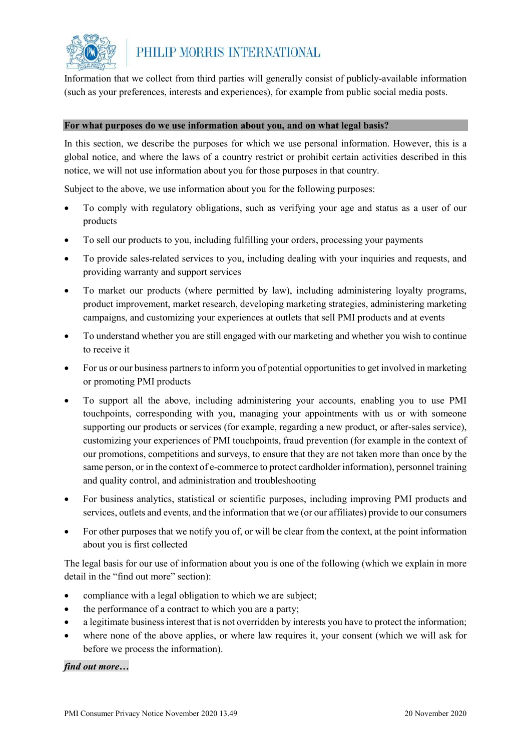Information that we collect from third parties will generally consist of publicly-available information (such as your preferences, interests and experiences), for example from public social media posts.

## For what purposes do we use information about you, and on what legal basis?

In this section, we describe the purposes for which we use personal information. However, this is a global notice, and where the laws of a country restrict or prohibit certain activities described in this notice, we will not use information about you for those purposes in that country.

Subject to the above, we use information about you for the following purposes:

- To comply with regulatory obligations, such as verifying your age and status as a user of our products
- To sell our products to you, including fulfilling your orders, processing your payments
- To provide sales-related services to you, including dealing with your inquiries and requests, and providing warranty and support services
- To market our products (where permitted by law), including administering loyalty programs, product improvement, market research, developing marketing strategies, administering marketing campaigns, and customizing your experiences at outlets that sell PMI products and at events
- To understand whether you are still engaged with our marketing and whether you wish to continue to receive it
- For us or our business partners to inform you of potential opportunities to get involved in marketing or promoting PMI products
- To support all the above, including administering your accounts, enabling you to use PMI touchpoints, corresponding with you, managing your appointments with us or with someone supporting our products or services (for example, regarding a new product, or after-sales service), customizing your experiences of PMI touchpoints, fraud prevention (for example in the context of our promotions, competitions and surveys, to ensure that they are not taken more than once by the same person, or in the context of e-commerce to protect cardholder information), personnel training and quality control, and administration and troubleshooting
- For business analytics, statistical or scientific purposes, including improving PMI products and services, outlets and events, and the information that we (or our affiliates) provide to our consumers
- For other purposes that we notify you of, or will be clear from the context, at the point information about you is first collected

The legal basis for our use of information about you is one of the following (which we explain in more detail in the "find out more" section):

- compliance with a legal obligation to which we are subject;
- the performance of a contract to which you are a party;
- a legitimate business interest that is not overridden by interests you have to protect the information;
- where none of the above applies, or where law requires it, your consent (which we will ask for before we process the information).

***find out more…***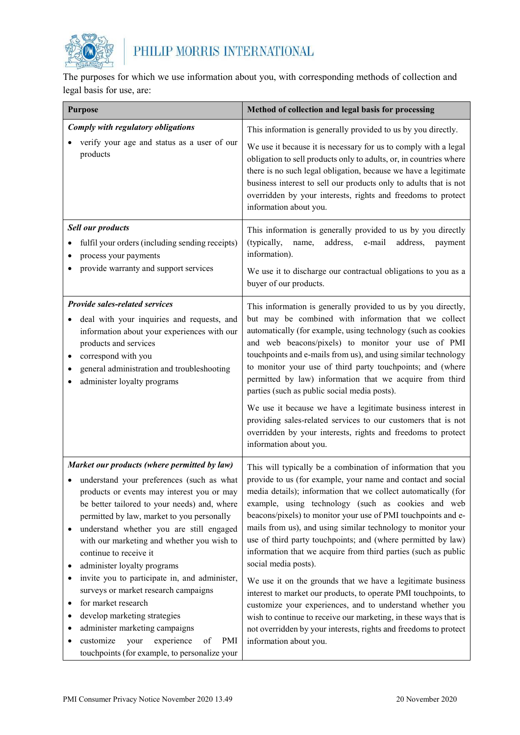The purposes for which we use information about you, with corresponding methods of collection and legal basis for use, are:

| Purpose | Method of collection and legal basis for processing |
| --- | --- |
| ***Comply with regulatory obligations***<br>• verify your age and status as a user of our products | This information is generally provided to us by you directly.<br><br>We use it because it is necessary for us to comply with a legal obligation to sell products only to adults, or, in countries where there is no such legal obligation, because we have a legitimate business interest to sell our products only to adults that is not overridden by your interests, rights and freedoms to protect information about you. |
| ***Sell our products***<br>• fulfil your orders (including sending receipts)<br>• process your payments<br>• provide warranty and support services | This information is generally provided to us by you directly (typically, name, address, e-mail address, payment information).<br><br>We use it to discharge our contractual obligations to you as a buyer of our products. |
| ***Provide sales-related services***<br>• deal with your inquiries and requests, and information about your experiences with our products and services<br>• correspond with you<br>• general administration and troubleshooting<br>• administer loyalty programs | This information is generally provided to us by you directly, but may be combined with information that we collect automatically (for example, using technology (such as cookies and web beacons/pixels) to monitor your use of PMI touchpoints and e-mails from us), and using similar technology to monitor your use of third party touchpoints; and (where permitted by law) information that we acquire from third parties (such as public social media posts).<br><br>We use it because we have a legitimate business interest in providing sales-related services to our customers that is not overridden by your interests, rights and freedoms to protect information about you. |
| ***Market our products (where permitted by law)***<br>• understand your preferences (such as what products or events may interest you or may be better tailored to your needs) and, where permitted by law, market to you personally<br>• understand whether you are still engaged with our marketing and whether you wish to continue to receive it<br>• administer loyalty programs<br>• invite you to participate in, and administer, surveys or market research campaigns<br>• for market research<br>• develop marketing strategies<br>• administer marketing campaigns<br>• customize your experience of PMI touchpoints (for example, to personalize your | This will typically be a combination of information that you provide to us (for example, your name and contact and social media details); information that we collect automatically (for example, using technology (such as cookies and web beacons/pixels) to monitor your use of PMI touchpoints and e-mails from us), and using similar technology to monitor your use of third party touchpoints; and (where permitted by law) information that we acquire from third parties (such as public social media posts).<br><br>We use it on the grounds that we have a legitimate business interest to market our products, to operate PMI touchpoints, to customize your experiences, and to understand whether you wish to continue to receive our marketing, in these ways that is not overridden by your interests, rights and freedoms to protect information about you. |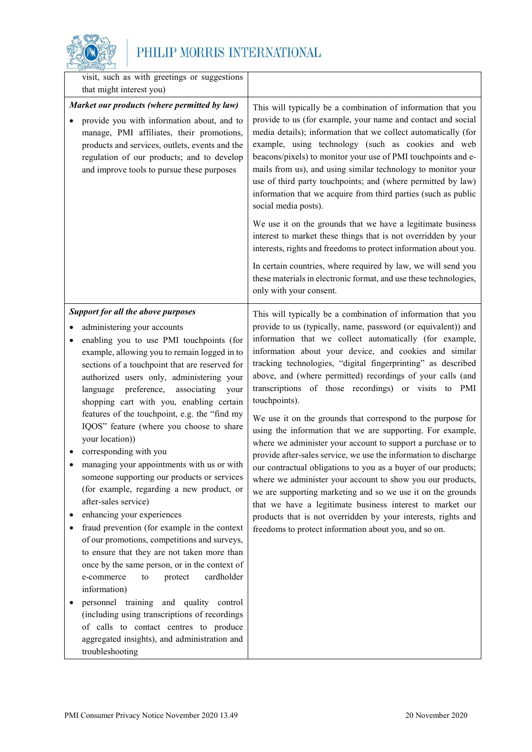| | |
|---|---|
| visit, such as with greetings or suggestions that might interest you) | |
| ***Market our products (where permitted by law)*** <br>• provide you with information about, and to manage, PMI affiliates, their promotions, products and services, outlets, events and the regulation of our products; and to develop and improve tools to pursue these purposes | This will typically be a combination of information that you provide to us (for example, your name and contact and social media details); information that we collect automatically (for example, using technology (such as cookies and web beacons/pixels) to monitor your use of PMI touchpoints and e-mails from us), and using similar technology to monitor your use of third party touchpoints; and (where permitted by law) information that we acquire from third parties (such as public social media posts). <br><br>We use it on the grounds that we have a legitimate business interest to market these things that is not overridden by your interests, rights and freedoms to protect information about you. <br><br>In certain countries, where required by law, we will send you these materials in electronic format, and use these technologies, only with your consent. |
| ***Support for all the above purposes*** <br>• administering your accounts <br>• enabling you to use PMI touchpoints (for example, allowing you to remain logged in to sections of a touchpoint that are reserved for authorized users only, administering your language preference, associating your shopping cart with you, enabling certain features of the touchpoint, e.g. the "find my IQOS" feature (where you choose to share your location)) <br>• corresponding with you <br>• managing your appointments with us or with someone supporting our products or services (for example, regarding a new product, or after-sales service) <br>• enhancing your experiences <br>• fraud prevention (for example in the context of our promotions, competitions and surveys, to ensure that they are not taken more than once by the same person, or in the context of e-commerce to protect cardholder information) <br>• personnel training and quality control (including using transcriptions of recordings of calls to contact centres to produce aggregated insights), and administration and troubleshooting | This will typically be a combination of information that you provide to us (typically, name, password (or equivalent)) and information that we collect automatically (for example, information about your device, and cookies and similar tracking technologies, "digital fingerprinting" as described above, and (where permitted) recordings of your calls (and transcriptions of those recordings) or visits to PMI touchpoints). <br><br>We use it on the grounds that correspond to the purpose for using the information that we are supporting. For example, where we administer your account to support a purchase or to provide after-sales service, we use the information to discharge our contractual obligations to you as a buyer of our products; where we administer your account to show you our products, we are supporting marketing and so we use it on the grounds that we have a legitimate business interest to market our products that is not overridden by your interests, rights and freedoms to protect information about you, and so on. |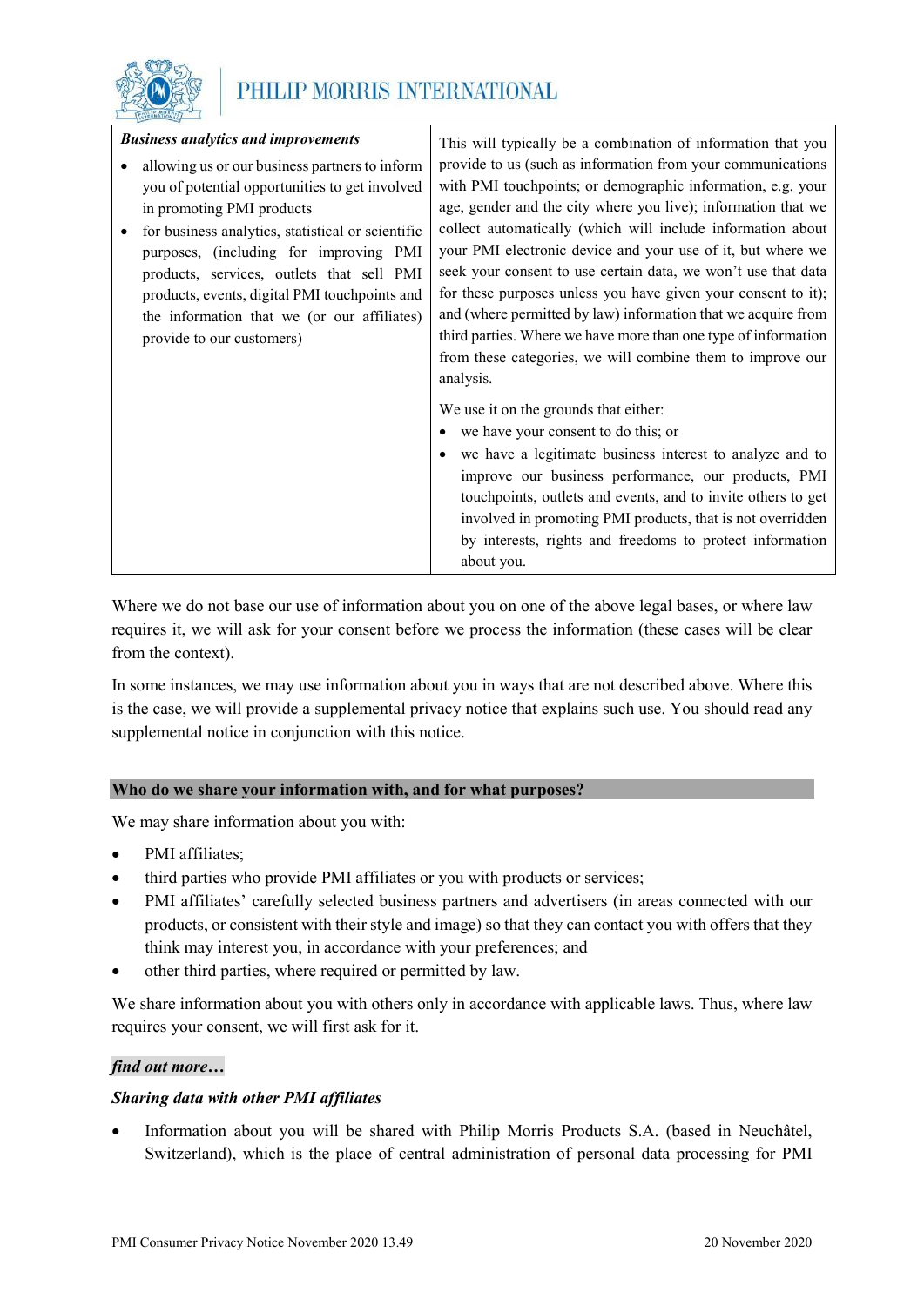| **Business analytics and improvements** | |
|---|---|
| <ul><li>allowing us or our business partners to inform you of potential opportunities to get involved in promoting PMI products</li><li>for business analytics, statistical or scientific purposes, (including for improving PMI products, services, outlets that sell PMI products, events, digital PMI touchpoints and the information that we (or our affiliates) provide to our customers)</li></ul> | This will typically be a combination of information that you provide to us (such as information from your communications with PMI touchpoints; or demographic information, e.g. your age, gender and the city where you live); information that we collect automatically (which will include information about your PMI electronic device and your use of it, but where we seek your consent to use certain data, we won't use that data for these purposes unless you have given your consent to it); and (where permitted by law) information that we acquire from third parties. Where we have more than one type of information from these categories, we will combine them to improve our analysis.<br><br>We use it on the grounds that either:<ul><li>we have your consent to do this; or</li><li>we have a legitimate business interest to analyze and to improve our business performance, our products, PMI touchpoints, outlets and events, and to invite others to get involved in promoting PMI products, that is not overridden by interests, rights and freedoms to protect information about you.</li></ul> |

Where we do not base our use of information about you on one of the above legal bases, or where law requires it, we will ask for your consent before we process the information (these cases will be clear from the context).

In some instances, we may use information about you in ways that are not described above. Where this is the case, we will provide a supplemental privacy notice that explains such use. You should read any supplemental notice in conjunction with this notice.

## Who do we share your information with, and for what purposes?

We may share information about you with:

- PMI affiliates;
- third parties who provide PMI affiliates or you with products or services;
- PMI affiliates' carefully selected business partners and advertisers (in areas connected with our products, or consistent with their style and image) so that they can contact you with offers that they think may interest you, in accordance with your preferences; and
- other third parties, where required or permitted by law.

We share information about you with others only in accordance with applicable laws. Thus, where law requires your consent, we will first ask for it.

***find out more…***

***Sharing data with other PMI affiliates***

- Information about you will be shared with Philip Morris Products S.A. (based in Neuchâtel, Switzerland), which is the place of central administration of personal data processing for PMI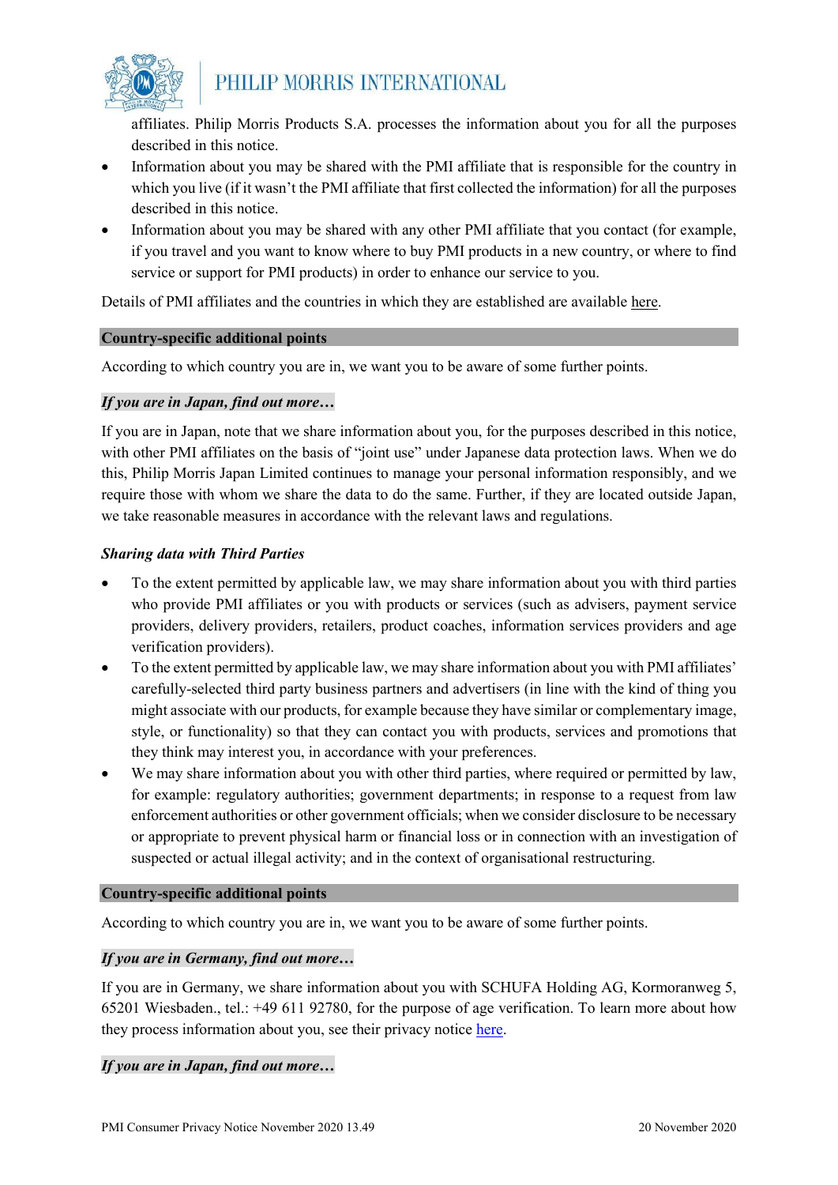affiliates. Philip Morris Products S.A. processes the information about you for all the purposes described in this notice.

- Information about you may be shared with the PMI affiliate that is responsible for the country in which you live (if it wasn't the PMI affiliate that first collected the information) for all the purposes described in this notice.
- Information about you may be shared with any other PMI affiliate that you contact (for example, if you travel and you want to know where to buy PMI products in a new country, or where to find service or support for PMI products) in order to enhance our service to you.

Details of PMI affiliates and the countries in which they are established are available here.

**Country-specific additional points**

According to which country you are in, we want you to be aware of some further points.

***If you are in Japan, find out more…***

If you are in Japan, note that we share information about you, for the purposes described in this notice, with other PMI affiliates on the basis of "joint use" under Japanese data protection laws. When we do this, Philip Morris Japan Limited continues to manage your personal information responsibly, and we require those with whom we share the data to do the same. Further, if they are located outside Japan, we take reasonable measures in accordance with the relevant laws and regulations.

***Sharing data with Third Parties***

- To the extent permitted by applicable law, we may share information about you with third parties who provide PMI affiliates or you with products or services (such as advisers, payment service providers, delivery providers, retailers, product coaches, information services providers and age verification providers).
- To the extent permitted by applicable law, we may share information about you with PMI affiliates' carefully-selected third party business partners and advertisers (in line with the kind of thing you might associate with our products, for example because they have similar or complementary image, style, or functionality) so that they can contact you with products, services and promotions that they think may interest you, in accordance with your preferences.
- We may share information about you with other third parties, where required or permitted by law, for example: regulatory authorities; government departments; in response to a request from law enforcement authorities or other government officials; when we consider disclosure to be necessary or appropriate to prevent physical harm or financial loss or in connection with an investigation of suspected or actual illegal activity; and in the context of organisational restructuring.

**Country-specific additional points**

According to which country you are in, we want you to be aware of some further points.

***If you are in Germany, find out more…***

If you are in Germany, we share information about you with SCHUFA Holding AG, Kormoranweg 5, 65201 Wiesbaden., tel.: +49 611 92780, for the purpose of age verification. To learn more about how they process information about you, see their privacy notice here.

***If you are in Japan, find out more…***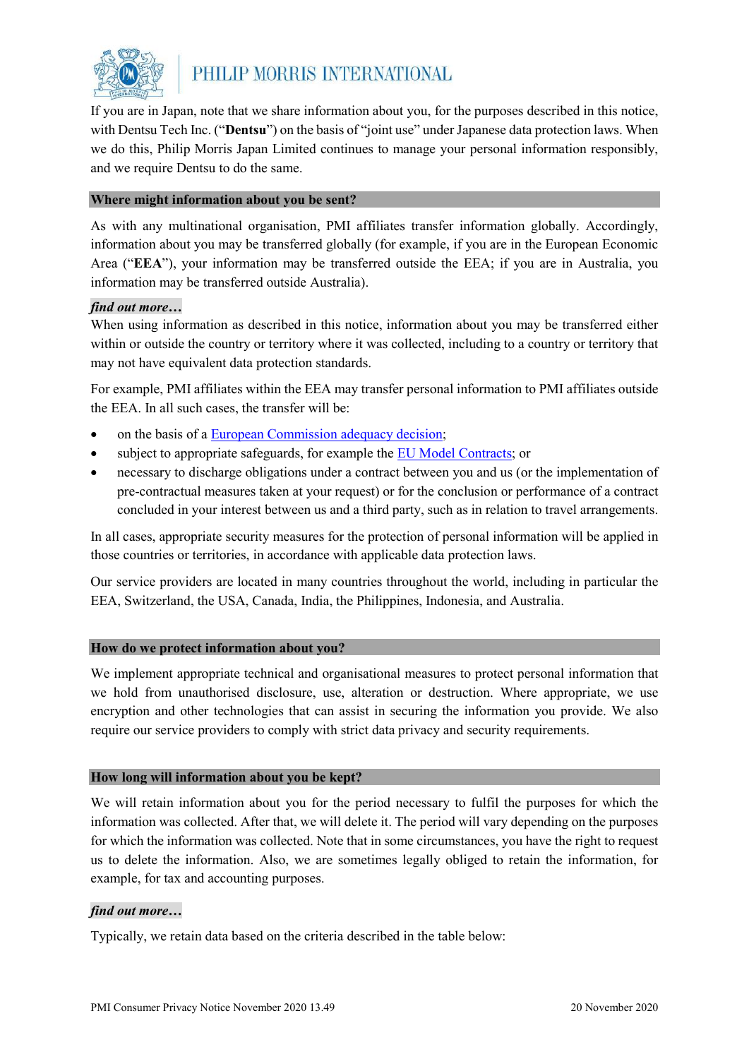If you are in Japan, note that we share information about you, for the purposes described in this notice, with Dentsu Tech Inc. ("**Dentsu**") on the basis of "joint use" under Japanese data protection laws. When we do this, Philip Morris Japan Limited continues to manage your personal information responsibly, and we require Dentsu to do the same.

## Where might information about you be sent?

As with any multinational organisation, PMI affiliates transfer information globally. Accordingly, information about you may be transferred globally (for example, if you are in the European Economic Area ("**EEA**"), your information may be transferred outside the EEA; if you are in Australia, you information may be transferred outside Australia).

***find out more…***

When using information as described in this notice, information about you may be transferred either within or outside the country or territory where it was collected, including to a country or territory that may not have equivalent data protection standards.

For example, PMI affiliates within the EEA may transfer personal information to PMI affiliates outside the EEA. In all such cases, the transfer will be:

- on the basis of a European Commission adequacy decision;
- subject to appropriate safeguards, for example the EU Model Contracts; or
- necessary to discharge obligations under a contract between you and us (or the implementation of pre-contractual measures taken at your request) or for the conclusion or performance of a contract concluded in your interest between us and a third party, such as in relation to travel arrangements.

In all cases, appropriate security measures for the protection of personal information will be applied in those countries or territories, in accordance with applicable data protection laws.

Our service providers are located in many countries throughout the world, including in particular the EEA, Switzerland, the USA, Canada, India, the Philippines, Indonesia, and Australia.

## How do we protect information about you?

We implement appropriate technical and organisational measures to protect personal information that we hold from unauthorised disclosure, use, alteration or destruction. Where appropriate, we use encryption and other technologies that can assist in securing the information you provide. We also require our service providers to comply with strict data privacy and security requirements.

## How long will information about you be kept?

We will retain information about you for the period necessary to fulfil the purposes for which the information was collected. After that, we will delete it. The period will vary depending on the purposes for which the information was collected. Note that in some circumstances, you have the right to request us to delete the information. Also, we are sometimes legally obliged to retain the information, for example, for tax and accounting purposes.

***find out more…***

Typically, we retain data based on the criteria described in the table below: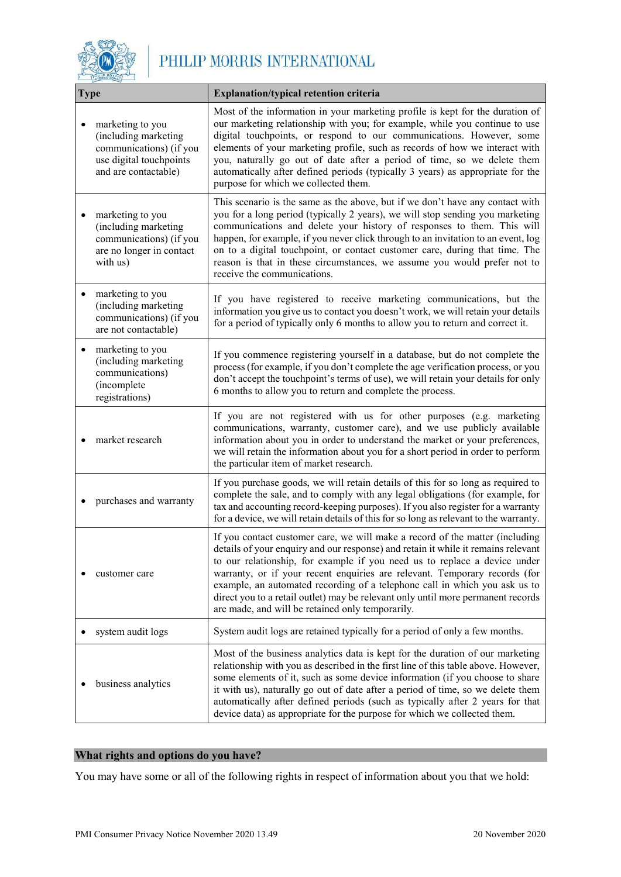| Type | Explanation/typical retention criteria |
|---|---|
| • marketing to you (including marketing communications) (if you use digital touchpoints and are contactable) | Most of the information in your marketing profile is kept for the duration of our marketing relationship with you; for example, while you continue to use digital touchpoints, or respond to our communications. However, some elements of your marketing profile, such as records of how we interact with you, naturally go out of date after a period of time, so we delete them automatically after defined periods (typically 3 years) as appropriate for the purpose for which we collected them. |
| • marketing to you (including marketing communications) (if you are no longer in contact with us) | This scenario is the same as the above, but if we don't have any contact with you for a long period (typically 2 years), we will stop sending you marketing communications and delete your history of responses to them. This will happen, for example, if you never click through to an invitation to an event, log on to a digital touchpoint, or contact customer care, during that time. The reason is that in these circumstances, we assume you would prefer not to receive the communications. |
| • marketing to you (including marketing communications) (if you are not contactable) | If you have registered to receive marketing communications, but the information you give us to contact you doesn't work, we will retain your details for a period of typically only 6 months to allow you to return and correct it. |
| • marketing to you (including marketing communications) (incomplete registrations) | If you commence registering yourself in a database, but do not complete the process (for example, if you don't complete the age verification process, or you don't accept the touchpoint's terms of use), we will retain your details for only 6 months to allow you to return and complete the process. |
| • market research | If you are not registered with us for other purposes (e.g. marketing communications, warranty, customer care), and we use publicly available information about you in order to understand the market or your preferences, we will retain the information about you for a short period in order to perform the particular item of market research. |
| • purchases and warranty | If you purchase goods, we will retain details of this for so long as required to complete the sale, and to comply with any legal obligations (for example, for tax and accounting record-keeping purposes). If you also register for a warranty for a device, we will retain details of this for so long as relevant to the warranty. |
| • customer care | If you contact customer care, we will make a record of the matter (including details of your enquiry and our response) and retain it while it remains relevant to our relationship, for example if you need us to replace a device under warranty, or if your recent enquiries are relevant. Temporary records (for example, an automated recording of a telephone call in which you ask us to direct you to a retail outlet) may be relevant only until more permanent records are made, and will be retained only temporarily. |
| • system audit logs | System audit logs are retained typically for a period of only a few months. |
| • business analytics | Most of the business analytics data is kept for the duration of our marketing relationship with you as described in the first line of this table above. However, some elements of it, such as some device information (if you choose to share it with us), naturally go out of date after a period of time, so we delete them automatically after defined periods (such as typically after 2 years for that device data) as appropriate for the purpose for which we collected them. |

## What rights and options do you have?

You may have some or all of the following rights in respect of information about you that we hold: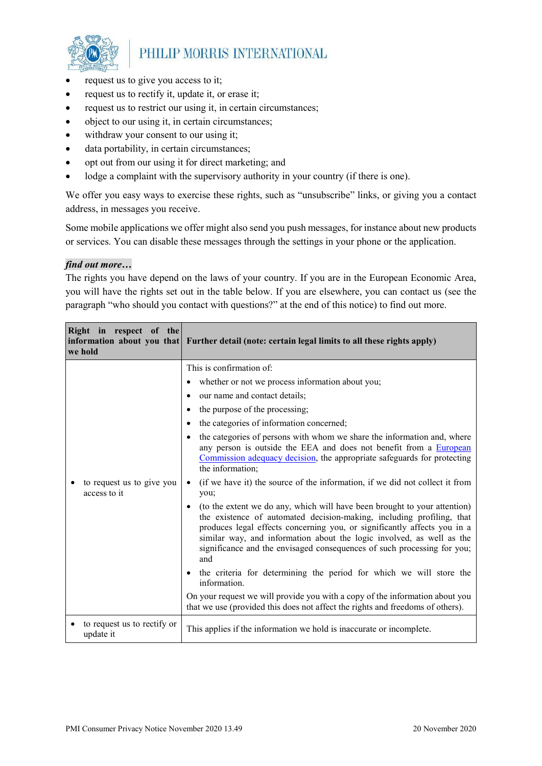- request us to give you access to it;
- request us to rectify it, update it, or erase it;
- request us to restrict our using it, in certain circumstances;
- object to our using it, in certain circumstances;
- withdraw your consent to our using it;
- data portability, in certain circumstances;
- opt out from our using it for direct marketing; and
- lodge a complaint with the supervisory authority in your country (if there is one).

We offer you easy ways to exercise these rights, such as "unsubscribe" links, or giving you a contact address, in messages you receive.

Some mobile applications we offer might also send you push messages, for instance about new products or services. You can disable these messages through the settings in your phone or the application.

***find out more…***

The rights you have depend on the laws of your country. If you are in the European Economic Area, you will have the rights set out in the table below. If you are elsewhere, you can contact us (see the paragraph "who should you contact with questions?" at the end of this notice) to find out more.

| **Right in respect of the information about you that we hold** | **Further detail (note: certain legal limits to all these rights apply)** |
|---|---|
| • to request us to give you access to it | This is confirmation of:<br>• whether or not we process information about you;<br>• our name and contact details;<br>• the purpose of the processing;<br>• the categories of information concerned;<br>• the categories of persons with whom we share the information and, where any person is outside the EEA and does not benefit from a European Commission adequacy decision, the appropriate safeguards for protecting the information;<br>• (if we have it) the source of the information, if we did not collect it from you;<br>• (to the extent we do any, which will have been brought to your attention) the existence of automated decision-making, including profiling, that produces legal effects concerning you, or significantly affects you in a similar way, and information about the logic involved, as well as the significance and the envisaged consequences of such processing for you; and<br>• the criteria for determining the period for which we will store the information.<br>On your request we will provide you with a copy of the information about you that we use (provided this does not affect the rights and freedoms of others). |
| • to request us to rectify or update it | This applies if the information we hold is inaccurate or incomplete. |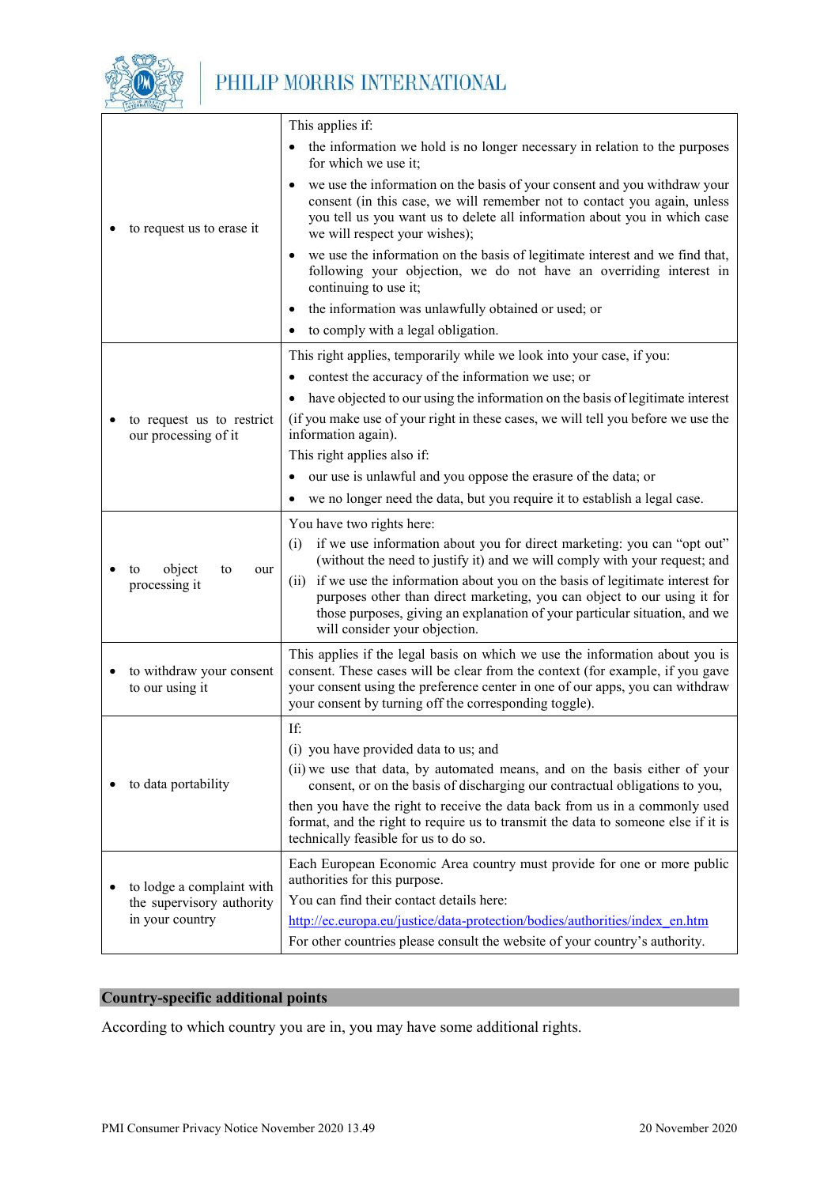| | |
|---|---|
| • to request us to erase it | This applies if: <br>• the information we hold is no longer necessary in relation to the purposes for which we use it; <br>• we use the information on the basis of your consent and you withdraw your consent (in this case, we will remember not to contact you again, unless you tell us you want us to delete all information about you in which case we will respect your wishes); <br>• we use the information on the basis of legitimate interest and we find that, following your objection, we do not have an overriding interest in continuing to use it; <br>• the information was unlawfully obtained or used; or <br>• to comply with a legal obligation. |
| • to request us to restrict our processing of it | This right applies, temporarily while we look into your case, if you: <br>• contest the accuracy of the information we use; or <br>• have objected to our using the information on the basis of legitimate interest <br>(if you make use of your right in these cases, we will tell you before we use the information again). <br>This right applies also if: <br>• our use is unlawful and you oppose the erasure of the data; or <br>• we no longer need the data, but you require it to establish a legal case. |
| • to object to our processing it | You have two rights here: <br>(i) if we use information about you for direct marketing: you can "opt out" (without the need to justify it) and we will comply with your request; and <br>(ii) if we use the information about you on the basis of legitimate interest for purposes other than direct marketing, you can object to our using it for those purposes, giving an explanation of your particular situation, and we will consider your objection. |
| • to withdraw your consent to our using it | This applies if the legal basis on which we use the information about you is consent. These cases will be clear from the context (for example, if you gave your consent using the preference center in one of our apps, you can withdraw your consent by turning off the corresponding toggle). |
| • to data portability | If: <br>(i) you have provided data to us; and <br>(ii) we use that data, by automated means, and on the basis either of your consent, or on the basis of discharging our contractual obligations to you, <br>then you have the right to receive the data back from us in a commonly used format, and the right to require us to transmit the data to someone else if it is technically feasible for us to do so. |
| • to lodge a complaint with the supervisory authority in your country | Each European Economic Area country must provide for one or more public authorities for this purpose. <br>You can find their contact details here: <br>http://ec.europa.eu/justice/data-protection/bodies/authorities/index_en.htm <br>For other countries please consult the website of your country's authority. |

## Country-specific additional points

According to which country you are in, you may have some additional rights.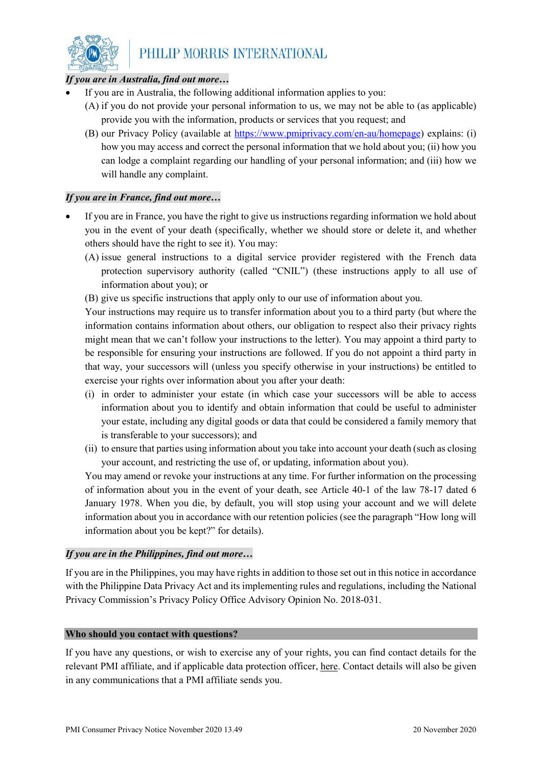***If you are in Australia, find out more…***

- If you are in Australia, the following additional information applies to you:
  - (A) if you do not provide your personal information to us, we may not be able to (as applicable) provide you with the information, products or services that you request; and
  - (B) our Privacy Policy (available at [https://www.pmiprivacy.com/en-au/homepage](https://www.pmiprivacy.com/en-au/homepage)) explains: (i) how you may access and correct the personal information that we hold about you; (ii) how you can lodge a complaint regarding our handling of your personal information; and (iii) how we will handle any complaint.

***If you are in France, find out more…***

- If you are in France, you have the right to give us instructions regarding information we hold about you in the event of your death (specifically, whether we should store or delete it, and whether others should have the right to see it). You may:
  - (A) issue general instructions to a digital service provider registered with the French data protection supervisory authority (called "CNIL") (these instructions apply to all use of information about you); or
  - (B) give us specific instructions that apply only to our use of information about you.

  Your instructions may require us to transfer information about you to a third party (but where the information contains information about others, our obligation to respect also their privacy rights might mean that we can't follow your instructions to the letter). You may appoint a third party to be responsible for ensuring your instructions are followed. If you do not appoint a third party in that way, your successors will (unless you specify otherwise in your instructions) be entitled to exercise your rights over information about you after your death:

  - (i) in order to administer your estate (in which case your successors will be able to access information about you to identify and obtain information that could be useful to administer your estate, including any digital goods or data that could be considered a family memory that is transferable to your successors); and
  - (ii) to ensure that parties using information about you take into account your death (such as closing your account, and restricting the use of, or updating, information about you).

  You may amend or revoke your instructions at any time. For further information on the processing of information about you in the event of your death, see Article 40-1 of the law 78-17 dated 6 January 1978. When you die, by default, you will stop using your account and we will delete information about you in accordance with our retention policies (see the paragraph "How long will information about you be kept?" for details).

***If you are in the Philippines, find out more…***

If you are in the Philippines, you may have rights in addition to those set out in this notice in accordance with the Philippine Data Privacy Act and its implementing rules and regulations, including the National Privacy Commission's Privacy Policy Office Advisory Opinion No. 2018-031.

## Who should you contact with questions?

If you have any questions, or wish to exercise any of your rights, you can find contact details for the relevant PMI affiliate, and if applicable data protection officer, here. Contact details will also be given in any communications that a PMI affiliate sends you.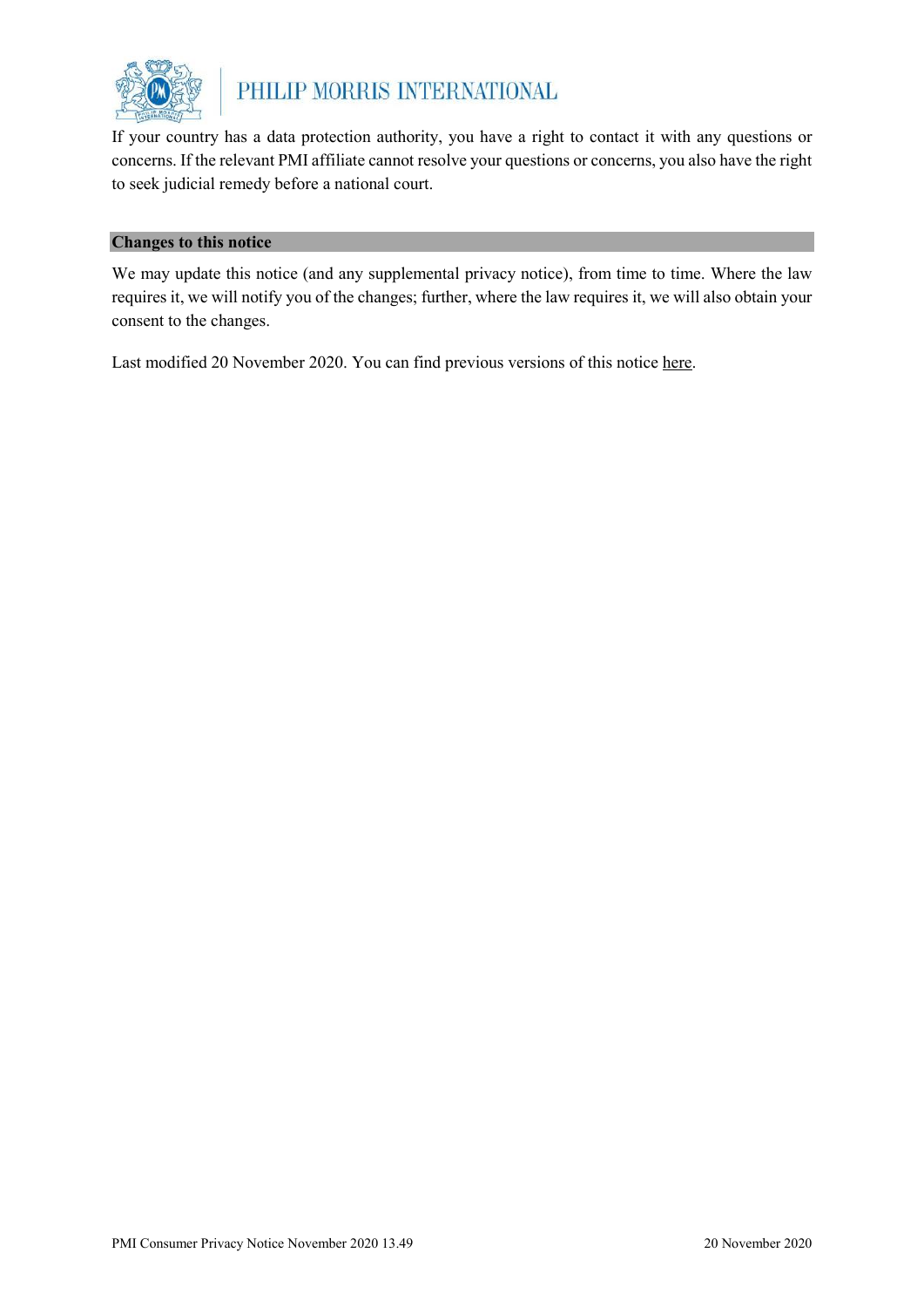If your country has a data protection authority, you have a right to contact it with any questions or concerns. If the relevant PMI affiliate cannot resolve your questions or concerns, you also have the right to seek judicial remedy before a national court.

## Changes to this notice

We may update this notice (and any supplemental privacy notice), from time to time. Where the law requires it, we will notify you of the changes; further, where the law requires it, we will also obtain your consent to the changes.

Last modified 20 November 2020. You can find previous versions of this notice here.